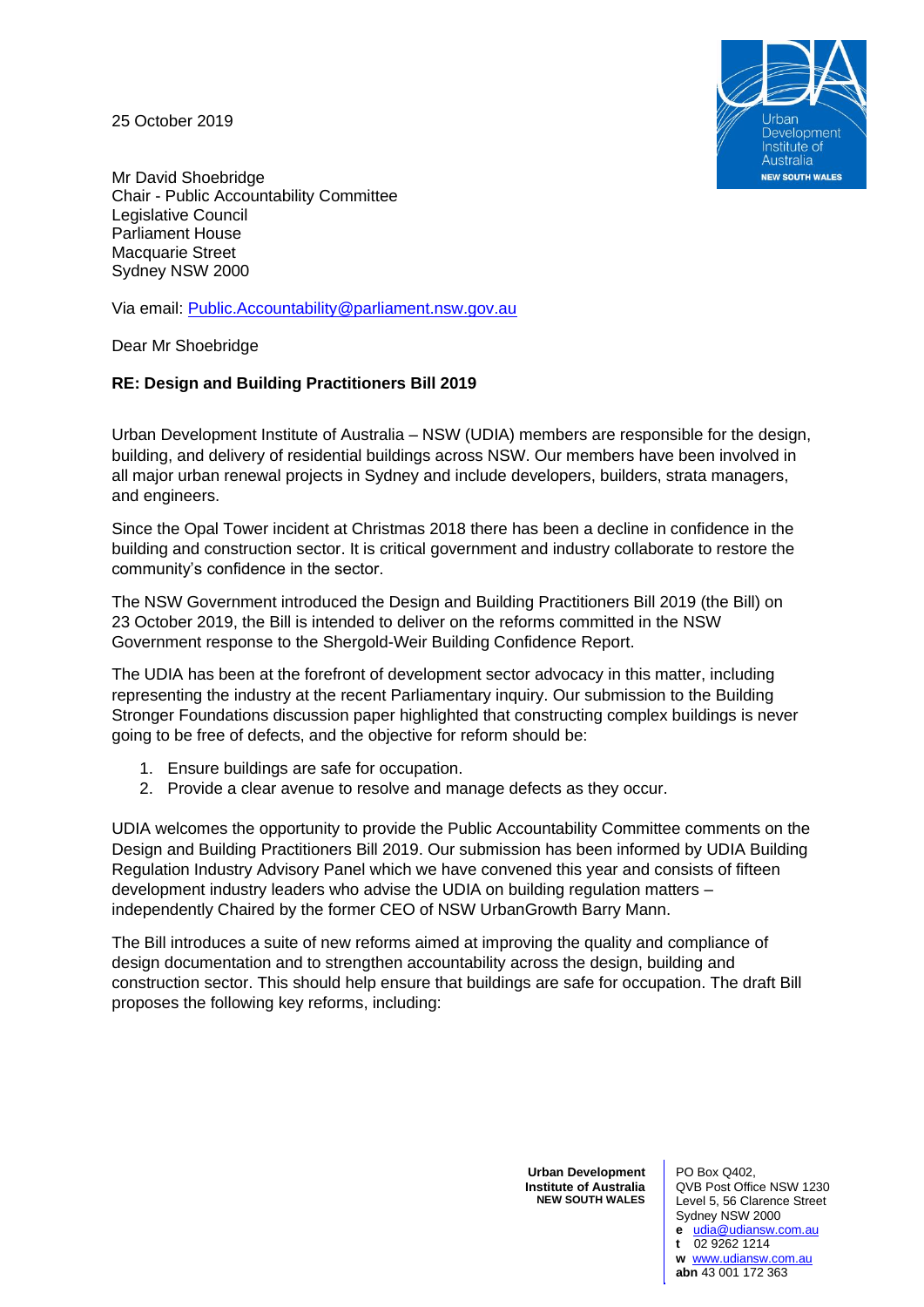25 October 2019

Mr David Shoebridge
Chair - Public Accountability Committee
Legislative Council
Parliament House
Macquarie Street
Sydney NSW 2000

Via email: Public.Accountability@parliament.nsw.gov.au

Dear Mr Shoebridge

**RE: Design and Building Practitioners Bill 2019**

Urban Development Institute of Australia – NSW (UDIA) members are responsible for the design, building, and delivery of residential buildings across NSW. Our members have been involved in all major urban renewal projects in Sydney and include developers, builders, strata managers, and engineers.

Since the Opal Tower incident at Christmas 2018 there has been a decline in confidence in the building and construction sector. It is critical government and industry collaborate to restore the community's confidence in the sector.

The NSW Government introduced the Design and Building Practitioners Bill 2019 (the Bill) on 23 October 2019, the Bill is intended to deliver on the reforms committed in the NSW Government response to the Shergold-Weir Building Confidence Report.

The UDIA has been at the forefront of development sector advocacy in this matter, including representing the industry at the recent Parliamentary inquiry. Our submission to the Building Stronger Foundations discussion paper highlighted that constructing complex buildings is never going to be free of defects, and the objective for reform should be:

1. Ensure buildings are safe for occupation.
2. Provide a clear avenue to resolve and manage defects as they occur.

UDIA welcomes the opportunity to provide the Public Accountability Committee comments on the Design and Building Practitioners Bill 2019. Our submission has been informed by UDIA Building Regulation Industry Advisory Panel which we have convened this year and consists of fifteen development industry leaders who advise the UDIA on building regulation matters – independently Chaired by the former CEO of NSW UrbanGrowth Barry Mann.

The Bill introduces a suite of new reforms aimed at improving the quality and compliance of design documentation and to strengthen accountability across the design, building and construction sector. This should help ensure that buildings are safe for occupation. The draft Bill proposes the following key reforms, including: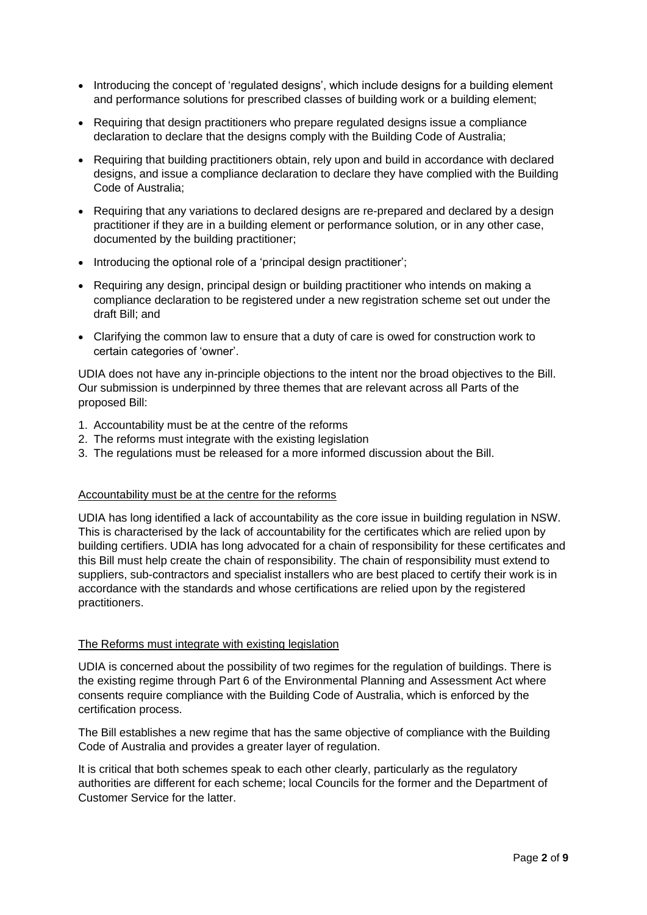- Introducing the concept of 'regulated designs', which include designs for a building element and performance solutions for prescribed classes of building work or a building element;
- Requiring that design practitioners who prepare regulated designs issue a compliance declaration to declare that the designs comply with the Building Code of Australia;
- Requiring that building practitioners obtain, rely upon and build in accordance with declared designs, and issue a compliance declaration to declare they have complied with the Building Code of Australia;
- Requiring that any variations to declared designs are re-prepared and declared by a design practitioner if they are in a building element or performance solution, or in any other case, documented by the building practitioner;
- Introducing the optional role of a 'principal design practitioner';
- Requiring any design, principal design or building practitioner who intends on making a compliance declaration to be registered under a new registration scheme set out under the draft Bill; and
- Clarifying the common law to ensure that a duty of care is owed for construction work to certain categories of 'owner'.

UDIA does not have any in-principle objections to the intent nor the broad objectives to the Bill. Our submission is underpinned by three themes that are relevant across all Parts of the proposed Bill:

1. Accountability must be at the centre of the reforms
2. The reforms must integrate with the existing legislation
3. The regulations must be released for a more informed discussion about the Bill.

<u>Accountability must be at the centre for the reforms</u>

UDIA has long identified a lack of accountability as the core issue in building regulation in NSW. This is characterised by the lack of accountability for the certificates which are relied upon by building certifiers. UDIA has long advocated for a chain of responsibility for these certificates and this Bill must help create the chain of responsibility. The chain of responsibility must extend to suppliers, sub-contractors and specialist installers who are best placed to certify their work is in accordance with the standards and whose certifications are relied upon by the registered practitioners.

<u>The Reforms must integrate with existing legislation</u>

UDIA is concerned about the possibility of two regimes for the regulation of buildings. There is the existing regime through Part 6 of the Environmental Planning and Assessment Act where consents require compliance with the Building Code of Australia, which is enforced by the certification process.

The Bill establishes a new regime that has the same objective of compliance with the Building Code of Australia and provides a greater layer of regulation.

It is critical that both schemes speak to each other clearly, particularly as the regulatory authorities are different for each scheme; local Councils for the former and the Department of Customer Service for the latter.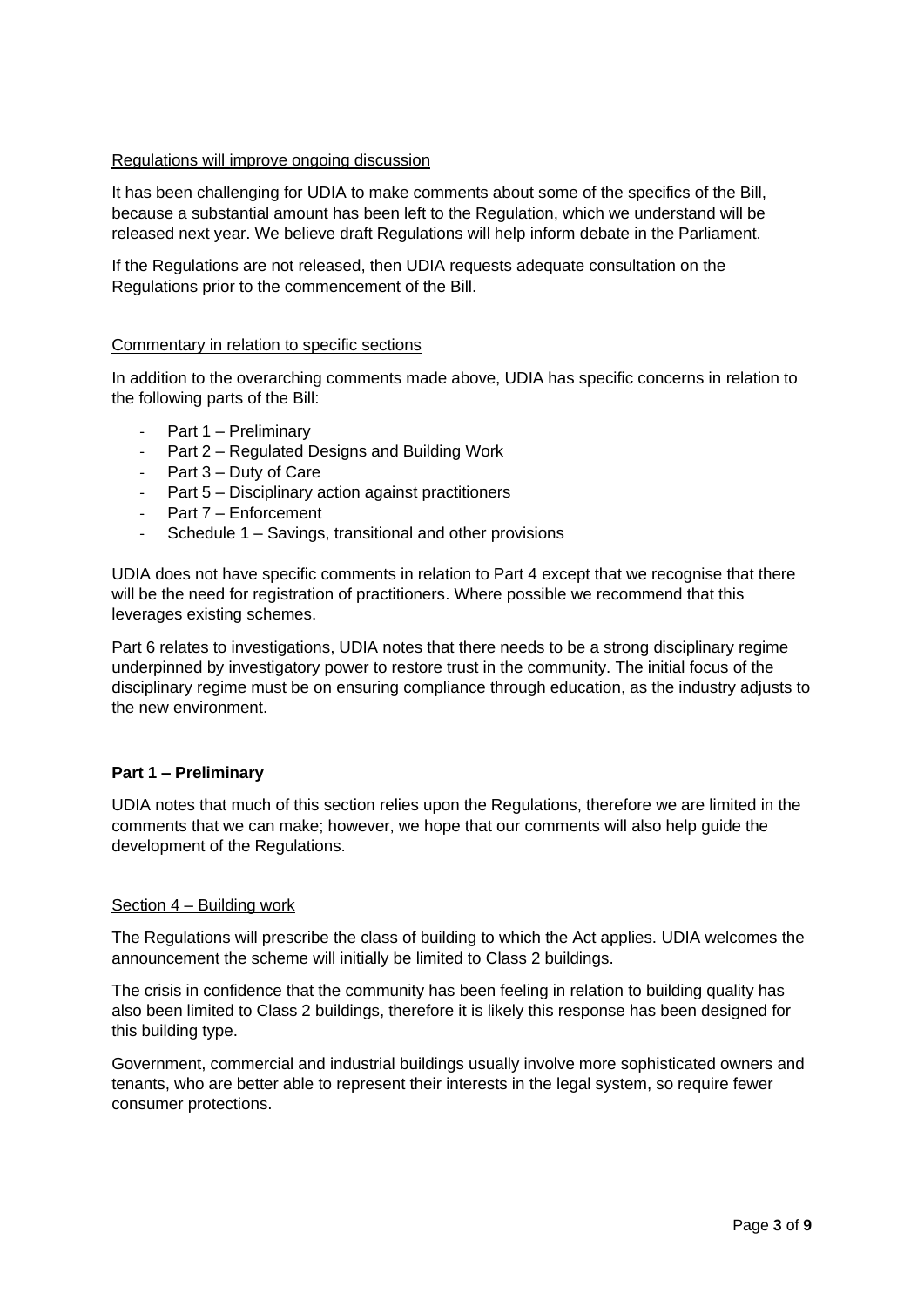Regulations will improve ongoing discussion

It has been challenging for UDIA to make comments about some of the specifics of the Bill, because a substantial amount has been left to the Regulation, which we understand will be released next year. We believe draft Regulations will help inform debate in the Parliament.

If the Regulations are not released, then UDIA requests adequate consultation on the Regulations prior to the commencement of the Bill.

Commentary in relation to specific sections

In addition to the overarching comments made above, UDIA has specific concerns in relation to the following parts of the Bill:

- Part 1 – Preliminary
- Part 2 – Regulated Designs and Building Work
- Part 3 – Duty of Care
- Part 5 – Disciplinary action against practitioners
- Part 7 – Enforcement
- Schedule 1 – Savings, transitional and other provisions

UDIA does not have specific comments in relation to Part 4 except that we recognise that there will be the need for registration of practitioners. Where possible we recommend that this leverages existing schemes.

Part 6 relates to investigations, UDIA notes that there needs to be a strong disciplinary regime underpinned by investigatory power to restore trust in the community. The initial focus of the disciplinary regime must be on ensuring compliance through education, as the industry adjusts to the new environment.

**Part 1 – Preliminary**

UDIA notes that much of this section relies upon the Regulations, therefore we are limited in the comments that we can make; however, we hope that our comments will also help guide the development of the Regulations.

Section 4 – Building work

The Regulations will prescribe the class of building to which the Act applies. UDIA welcomes the announcement the scheme will initially be limited to Class 2 buildings.

The crisis in confidence that the community has been feeling in relation to building quality has also been limited to Class 2 buildings, therefore it is likely this response has been designed for this building type.

Government, commercial and industrial buildings usually involve more sophisticated owners and tenants, who are better able to represent their interests in the legal system, so require fewer consumer protections.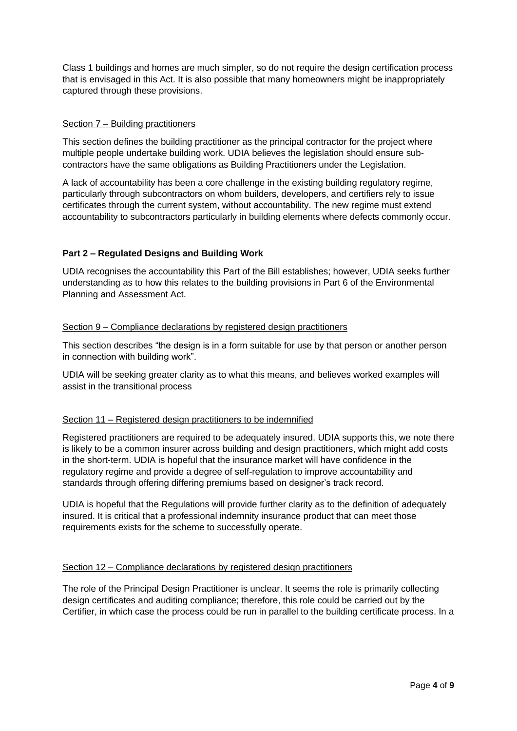Class 1 buildings and homes are much simpler, so do not require the design certification process that is envisaged in this Act. It is also possible that many homeowners might be inappropriately captured through these provisions.

<u>Section 7 – Building practitioners</u>

This section defines the building practitioner as the principal contractor for the project where multiple people undertake building work. UDIA believes the legislation should ensure sub-contractors have the same obligations as Building Practitioners under the Legislation.

A lack of accountability has been a core challenge in the existing building regulatory regime, particularly through subcontractors on whom builders, developers, and certifiers rely to issue certificates through the current system, without accountability. The new regime must extend accountability to subcontractors particularly in building elements where defects commonly occur.

**Part 2 – Regulated Designs and Building Work**

UDIA recognises the accountability this Part of the Bill establishes; however, UDIA seeks further understanding as to how this relates to the building provisions in Part 6 of the Environmental Planning and Assessment Act.

<u>Section 9 – Compliance declarations by registered design practitioners</u>

This section describes "the design is in a form suitable for use by that person or another person in connection with building work".

UDIA will be seeking greater clarity as to what this means, and believes worked examples will assist in the transitional process

<u>Section 11 – Registered design practitioners to be indemnified</u>

Registered practitioners are required to be adequately insured. UDIA supports this, we note there is likely to be a common insurer across building and design practitioners, which might add costs in the short-term. UDIA is hopeful that the insurance market will have confidence in the regulatory regime and provide a degree of self-regulation to improve accountability and standards through offering differing premiums based on designer's track record.

UDIA is hopeful that the Regulations will provide further clarity as to the definition of adequately insured. It is critical that a professional indemnity insurance product that can meet those requirements exists for the scheme to successfully operate.

<u>Section 12 – Compliance declarations by registered design practitioners</u>

The role of the Principal Design Practitioner is unclear. It seems the role is primarily collecting design certificates and auditing compliance; therefore, this role could be carried out by the Certifier, in which case the process could be run in parallel to the building certificate process. In a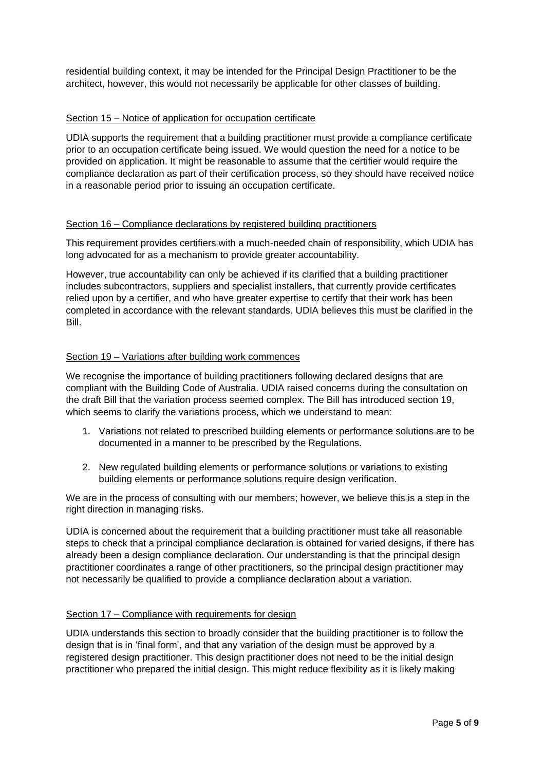residential building context, it may be intended for the Principal Design Practitioner to be the architect, however, this would not necessarily be applicable for other classes of building.

<u>Section 15 – Notice of application for occupation certificate</u>

UDIA supports the requirement that a building practitioner must provide a compliance certificate prior to an occupation certificate being issued. We would question the need for a notice to be provided on application. It might be reasonable to assume that the certifier would require the compliance declaration as part of their certification process, so they should have received notice in a reasonable period prior to issuing an occupation certificate.

<u>Section 16 – Compliance declarations by registered building practitioners</u>

This requirement provides certifiers with a much-needed chain of responsibility, which UDIA has long advocated for as a mechanism to provide greater accountability.

However, true accountability can only be achieved if its clarified that a building practitioner includes subcontractors, suppliers and specialist installers, that currently provide certificates relied upon by a certifier, and who have greater expertise to certify that their work has been completed in accordance with the relevant standards. UDIA believes this must be clarified in the Bill.

<u>Section 19 – Variations after building work commences</u>

We recognise the importance of building practitioners following declared designs that are compliant with the Building Code of Australia. UDIA raised concerns during the consultation on the draft Bill that the variation process seemed complex. The Bill has introduced section 19, which seems to clarify the variations process, which we understand to mean:

1. Variations not related to prescribed building elements or performance solutions are to be documented in a manner to be prescribed by the Regulations.

2. New regulated building elements or performance solutions or variations to existing building elements or performance solutions require design verification.

We are in the process of consulting with our members; however, we believe this is a step in the right direction in managing risks.

UDIA is concerned about the requirement that a building practitioner must take all reasonable steps to check that a principal compliance declaration is obtained for varied designs, if there has already been a design compliance declaration. Our understanding is that the principal design practitioner coordinates a range of other practitioners, so the principal design practitioner may not necessarily be qualified to provide a compliance declaration about a variation.

<u>Section 17 – Compliance with requirements for design</u>

UDIA understands this section to broadly consider that the building practitioner is to follow the design that is in 'final form', and that any variation of the design must be approved by a registered design practitioner. This design practitioner does not need to be the initial design practitioner who prepared the initial design. This might reduce flexibility as it is likely making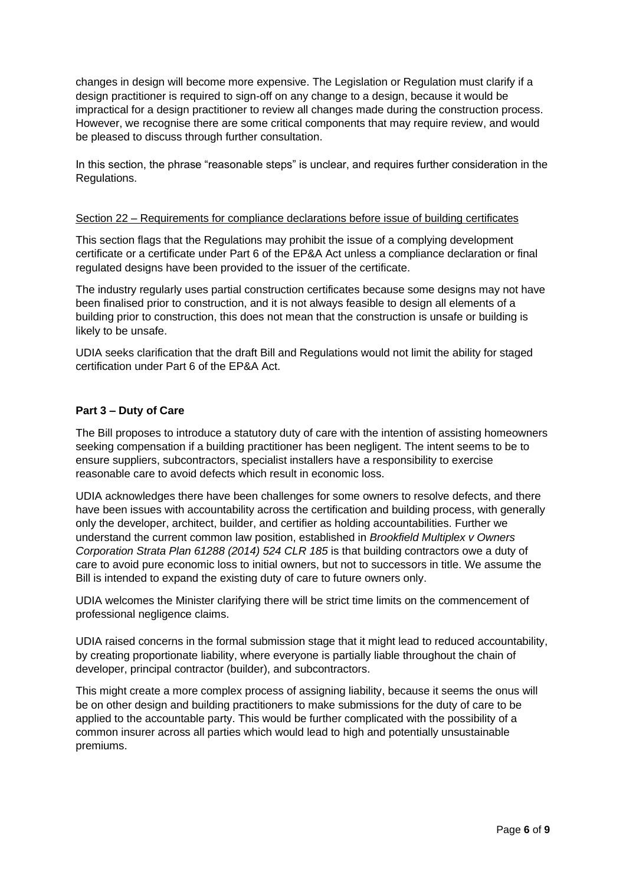changes in design will become more expensive. The Legislation or Regulation must clarify if a design practitioner is required to sign-off on any change to a design, because it would be impractical for a design practitioner to review all changes made during the construction process. However, we recognise there are some critical components that may require review, and would be pleased to discuss through further consultation.

In this section, the phrase "reasonable steps" is unclear, and requires further consideration in the Regulations.

<u>Section 22 – Requirements for compliance declarations before issue of building certificates</u>

This section flags that the Regulations may prohibit the issue of a complying development certificate or a certificate under Part 6 of the EP&A Act unless a compliance declaration or final regulated designs have been provided to the issuer of the certificate.

The industry regularly uses partial construction certificates because some designs may not have been finalised prior to construction, and it is not always feasible to design all elements of a building prior to construction, this does not mean that the construction is unsafe or building is likely to be unsafe.

UDIA seeks clarification that the draft Bill and Regulations would not limit the ability for staged certification under Part 6 of the EP&A Act.

**Part 3 – Duty of Care**

The Bill proposes to introduce a statutory duty of care with the intention of assisting homeowners seeking compensation if a building practitioner has been negligent. The intent seems to be to ensure suppliers, subcontractors, specialist installers have a responsibility to exercise reasonable care to avoid defects which result in economic loss.

UDIA acknowledges there have been challenges for some owners to resolve defects, and there have been issues with accountability across the certification and building process, with generally only the developer, architect, builder, and certifier as holding accountabilities. Further we understand the current common law position, established in *Brookfield Multiplex v Owners Corporation Strata Plan 61288 (2014) 524 CLR 185* is that building contractors owe a duty of care to avoid pure economic loss to initial owners, but not to successors in title. We assume the Bill is intended to expand the existing duty of care to future owners only.

UDIA welcomes the Minister clarifying there will be strict time limits on the commencement of professional negligence claims.

UDIA raised concerns in the formal submission stage that it might lead to reduced accountability, by creating proportionate liability, where everyone is partially liable throughout the chain of developer, principal contractor (builder), and subcontractors.

This might create a more complex process of assigning liability, because it seems the onus will be on other design and building practitioners to make submissions for the duty of care to be applied to the accountable party. This would be further complicated with the possibility of a common insurer across all parties which would lead to high and potentially unsustainable premiums.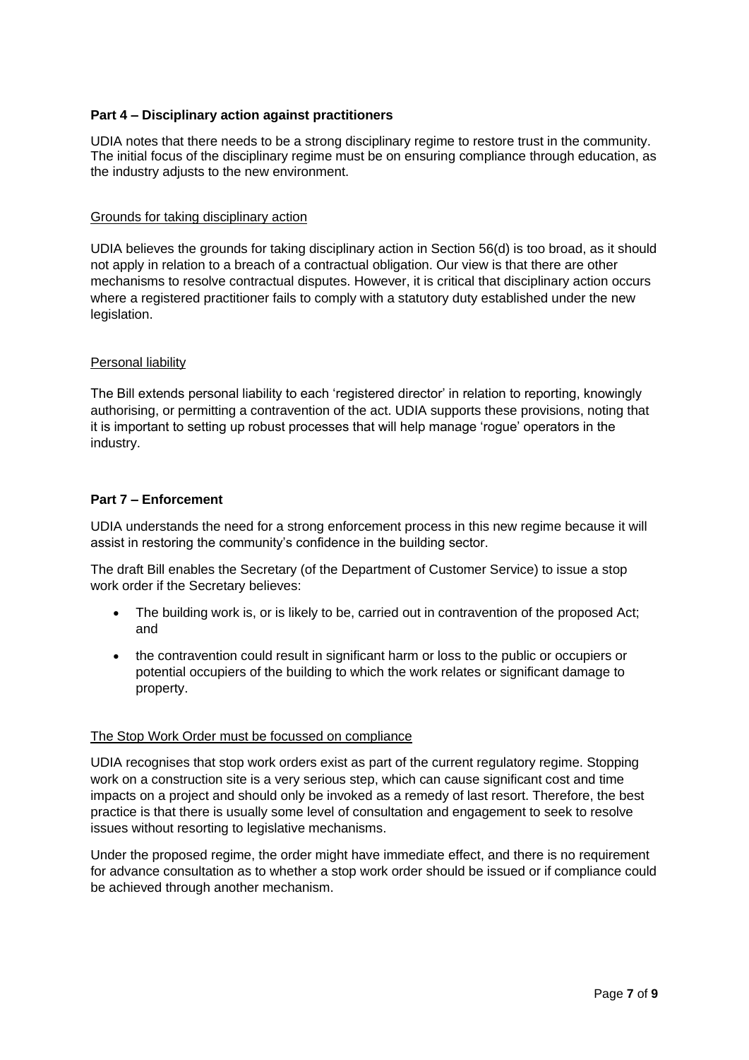## Part 4 – Disciplinary action against practitioners

UDIA notes that there needs to be a strong disciplinary regime to restore trust in the community. The initial focus of the disciplinary regime must be on ensuring compliance through education, as the industry adjusts to the new environment.

### Grounds for taking disciplinary action

UDIA believes the grounds for taking disciplinary action in Section 56(d) is too broad, as it should not apply in relation to a breach of a contractual obligation. Our view is that there are other mechanisms to resolve contractual disputes. However, it is critical that disciplinary action occurs where a registered practitioner fails to comply with a statutory duty established under the new legislation.

### Personal liability

The Bill extends personal liability to each 'registered director' in relation to reporting, knowingly authorising, or permitting a contravention of the act. UDIA supports these provisions, noting that it is important to setting up robust processes that will help manage 'rogue' operators in the industry.

## Part 7 – Enforcement

UDIA understands the need for a strong enforcement process in this new regime because it will assist in restoring the community's confidence in the building sector.

The draft Bill enables the Secretary (of the Department of Customer Service) to issue a stop work order if the Secretary believes:

- The building work is, or is likely to be, carried out in contravention of the proposed Act; and
- the contravention could result in significant harm or loss to the public or occupiers or potential occupiers of the building to which the work relates or significant damage to property.

### The Stop Work Order must be focussed on compliance

UDIA recognises that stop work orders exist as part of the current regulatory regime. Stopping work on a construction site is a very serious step, which can cause significant cost and time impacts on a project and should only be invoked as a remedy of last resort. Therefore, the best practice is that there is usually some level of consultation and engagement to seek to resolve issues without resorting to legislative mechanisms.

Under the proposed regime, the order might have immediate effect, and there is no requirement for advance consultation as to whether a stop work order should be issued or if compliance could be achieved through another mechanism.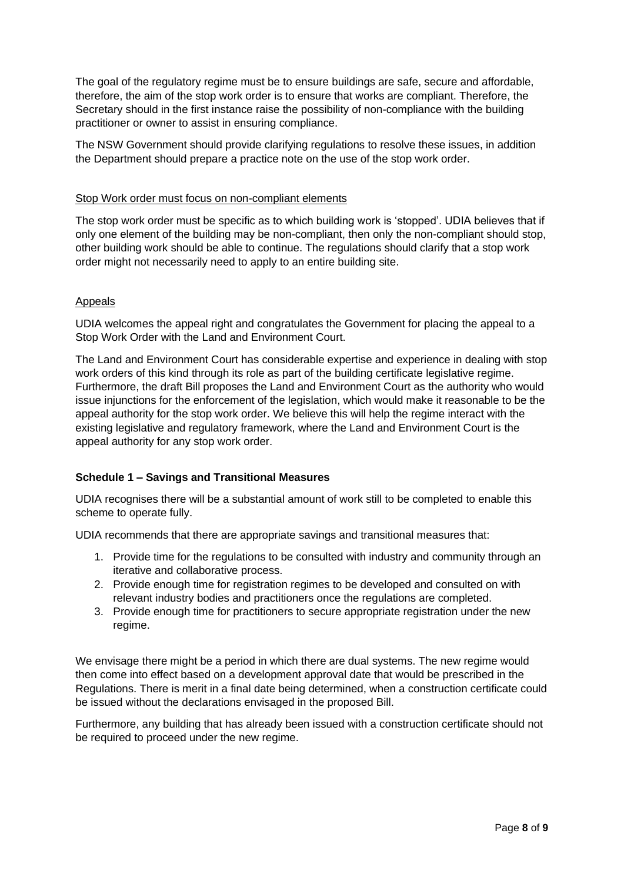The goal of the regulatory regime must be to ensure buildings are safe, secure and affordable, therefore, the aim of the stop work order is to ensure that works are compliant. Therefore, the Secretary should in the first instance raise the possibility of non-compliance with the building practitioner or owner to assist in ensuring compliance.

The NSW Government should provide clarifying regulations to resolve these issues, in addition the Department should prepare a practice note on the use of the stop work order.

<u>Stop Work order must focus on non-compliant elements</u>

The stop work order must be specific as to which building work is 'stopped'. UDIA believes that if only one element of the building may be non-compliant, then only the non-compliant should stop, other building work should be able to continue. The regulations should clarify that a stop work order might not necessarily need to apply to an entire building site.

<u>Appeals</u>

UDIA welcomes the appeal right and congratulates the Government for placing the appeal to a Stop Work Order with the Land and Environment Court.

The Land and Environment Court has considerable expertise and experience in dealing with stop work orders of this kind through its role as part of the building certificate legislative regime. Furthermore, the draft Bill proposes the Land and Environment Court as the authority who would issue injunctions for the enforcement of the legislation, which would make it reasonable to be the appeal authority for the stop work order. We believe this will help the regime interact with the existing legislative and regulatory framework, where the Land and Environment Court is the appeal authority for any stop work order.

**Schedule 1 – Savings and Transitional Measures**

UDIA recognises there will be a substantial amount of work still to be completed to enable this scheme to operate fully.

UDIA recommends that there are appropriate savings and transitional measures that:

1. Provide time for the regulations to be consulted with industry and community through an iterative and collaborative process.
2. Provide enough time for registration regimes to be developed and consulted on with relevant industry bodies and practitioners once the regulations are completed.
3. Provide enough time for practitioners to secure appropriate registration under the new regime.

We envisage there might be a period in which there are dual systems. The new regime would then come into effect based on a development approval date that would be prescribed in the Regulations. There is merit in a final date being determined, when a construction certificate could be issued without the declarations envisaged in the proposed Bill.

Furthermore, any building that has already been issued with a construction certificate should not be required to proceed under the new regime.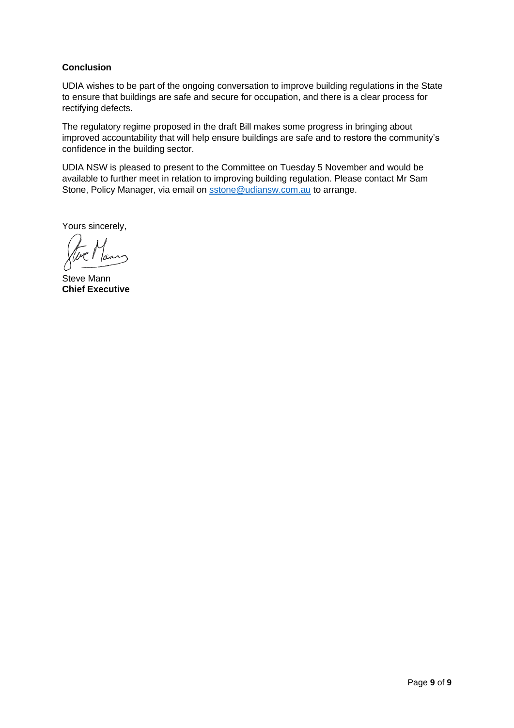**Conclusion**

UDIA wishes to be part of the ongoing conversation to improve building regulations in the State to ensure that buildings are safe and secure for occupation, and there is a clear process for rectifying defects.

The regulatory regime proposed in the draft Bill makes some progress in bringing about improved accountability that will help ensure buildings are safe and to restore the community's confidence in the building sector.

UDIA NSW is pleased to present to the Committee on Tuesday 5 November and would be available to further meet in relation to improving building regulation. Please contact Mr Sam Stone, Policy Manager, via email on sstone@udiansw.com.au to arrange.

Yours sincerely,

Steve Mann
**Chief Executive**